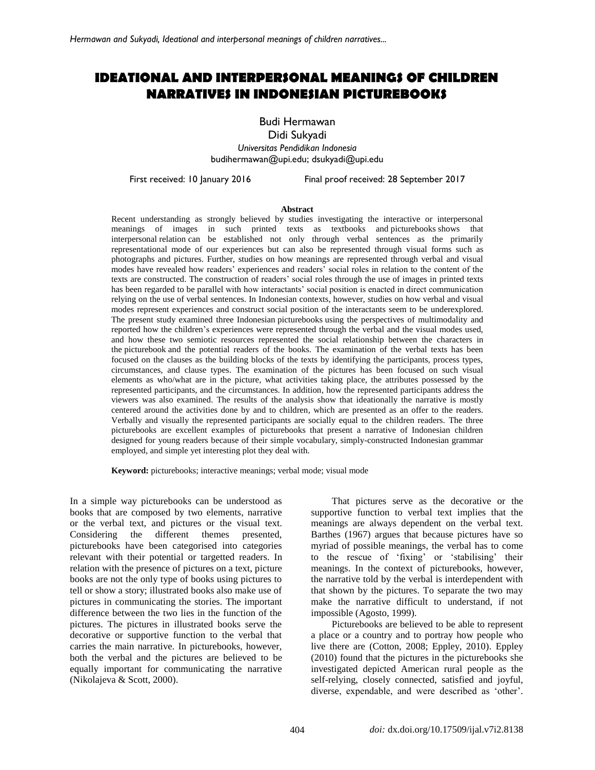# IDEATIONAL AND INTERPERSONAL MEANINGS OF CHILDREN NARRATIVES IN INDONESIAN PICTUREBOOKS

Budi Hermawan
Didi Sukyadi
*Universitas Pendidikan Indonesia*
budihermawan@upi.edu; dsukyadi@upi.edu

First received: 10 January 2016 Final proof received: 28 September 2017

**Abstract**

Recent understanding as strongly believed by studies investigating the interactive or interpersonal meanings of images in such printed texts as textbooks and picturebooks shows that interpersonal relation can be established not only through verbal sentences as the primarily representational mode of our experiences but can also be represented through visual forms such as photographs and pictures. Further, studies on how meanings are represented through verbal and visual modes have revealed how readers' experiences and readers' social roles in relation to the content of the texts are constructed. The construction of readers' social roles through the use of images in printed texts has been regarded to be parallel with how interactants' social position is enacted in direct communication relying on the use of verbal sentences. In Indonesian contexts, however, studies on how verbal and visual modes represent experiences and construct social position of the interactants seem to be underexplored. The present study examined three Indonesian picturebooks using the perspectives of multimodality and reported how the children's experiences were represented through the verbal and the visual modes used, and how these two semiotic resources represented the social relationship between the characters in the picturebook and the potential readers of the books. The examination of the verbal texts has been focused on the clauses as the building blocks of the texts by identifying the participants, process types, circumstances, and clause types. The examination of the pictures has been focused on such visual elements as who/what are in the picture, what activities taking place, the attributes possessed by the represented participants, and the circumstances. In addition, how the represented participants address the viewers was also examined. The results of the analysis show that ideationally the narrative is mostly centered around the activities done by and to children, which are presented as an offer to the readers. Verbally and visually the represented participants are socially equal to the children readers. The three picturebooks are excellent examples of picturebooks that present a narrative of Indonesian children designed for young readers because of their simple vocabulary, simply-constructed Indonesian grammar employed, and simple yet interesting plot they deal with.

**Keyword:** picturebooks; interactive meanings; verbal mode; visual mode

In a simple way picturebooks can be understood as books that are composed by two elements, narrative or the verbal text, and pictures or the visual text. Considering the different themes presented, picturebooks have been categorised into categories relevant with their potential or targetted readers. In relation with the presence of pictures on a text, picture books are not the only type of books using pictures to tell or show a story; illustrated books also make use of pictures in communicating the stories. The important difference between the two lies in the function of the pictures. The pictures in illustrated books serve the decorative or supportive function to the verbal that carries the main narrative. In picturebooks, however, both the verbal and the pictures are believed to be equally important for communicating the narrative (Nikolajeva & Scott, 2000).

That pictures serve as the decorative or the supportive function to verbal text implies that the meanings are always dependent on the verbal text. Barthes (1967) argues that because pictures have so myriad of possible meanings, the verbal has to come to the rescue of 'fixing' or 'stabilising' their meanings. In the context of picturebooks, however, the narrative told by the verbal is interdependent with that shown by the pictures. To separate the two may make the narrative difficult to understand, if not impossible (Agosto, 1999).

Picturebooks are believed to be able to represent a place or a country and to portray how people who live there are (Cotton, 2008; Eppley, 2010). Eppley (2010) found that the pictures in the picturebooks she investigated depicted American rural people as the self-relying, closely connected, satisfied and joyful, diverse, expendable, and were described as 'other'.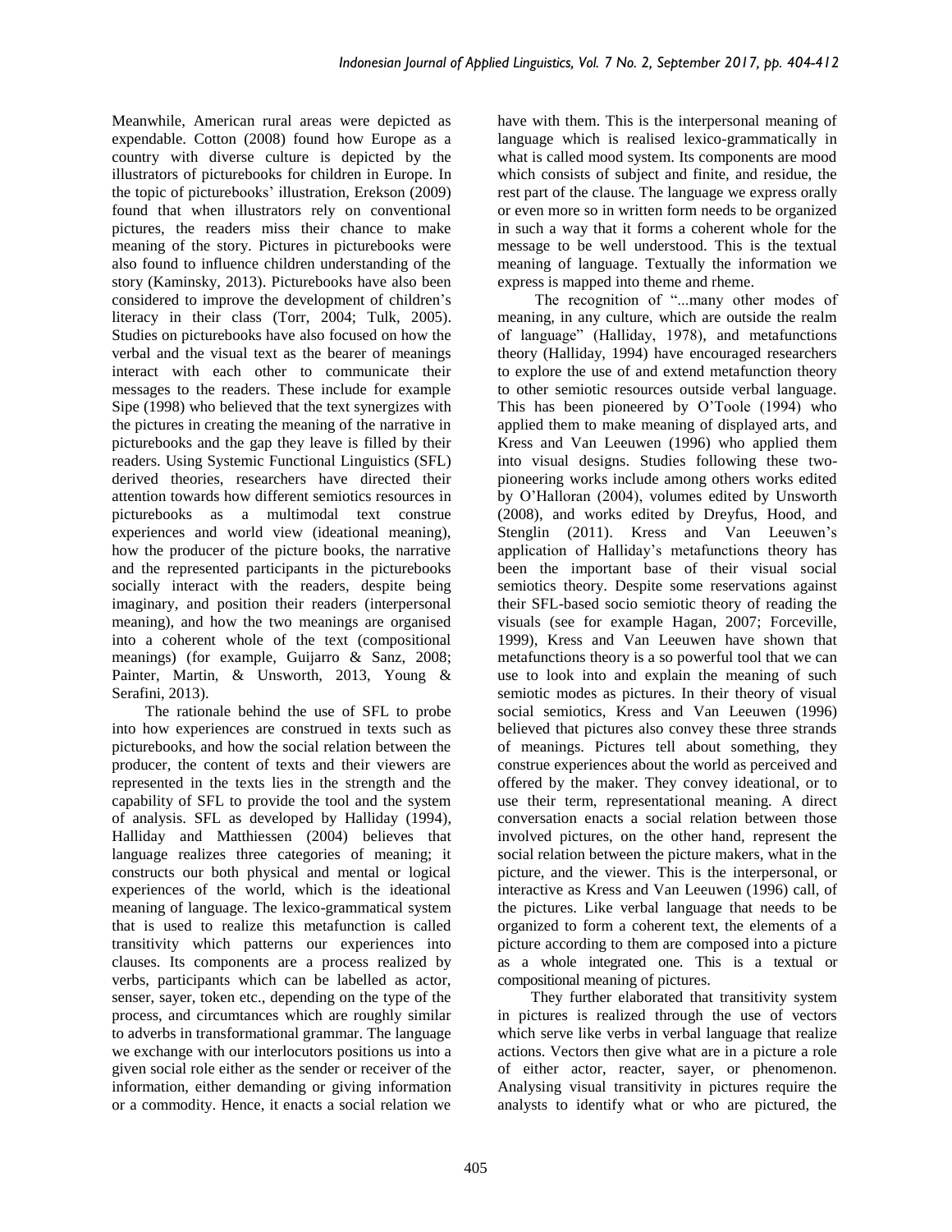Meanwhile, American rural areas were depicted as expendable. Cotton (2008) found how Europe as a country with diverse culture is depicted by the illustrators of picturebooks for children in Europe. In the topic of picturebooks' illustration, Erekson (2009) found that when illustrators rely on conventional pictures, the readers miss their chance to make meaning of the story. Pictures in picturebooks were also found to influence children understanding of the story (Kaminsky, 2013). Picturebooks have also been considered to improve the development of children's literacy in their class (Torr, 2004; Tulk, 2005). Studies on picturebooks have also focused on how the verbal and the visual text as the bearer of meanings interact with each other to communicate their messages to the readers. These include for example Sipe (1998) who believed that the text synergizes with the pictures in creating the meaning of the narrative in picturebooks and the gap they leave is filled by their readers. Using Systemic Functional Linguistics (SFL) derived theories, researchers have directed their attention towards how different semiotics resources in picturebooks as a multimodal text construe experiences and world view (ideational meaning), how the producer of the picture books, the narrative and the represented participants in the picturebooks socially interact with the readers, despite being imaginary, and position their readers (interpersonal meaning), and how the two meanings are organised into a coherent whole of the text (compositional meanings) (for example, Guijarro & Sanz, 2008; Painter, Martin, & Unsworth, 2013, Young & Serafini, 2013).

The rationale behind the use of SFL to probe into how experiences are construed in texts such as picturebooks, and how the social relation between the producer, the content of texts and their viewers are represented in the texts lies in the strength and the capability of SFL to provide the tool and the system of analysis. SFL as developed by Halliday (1994), Halliday and Matthiessen (2004) believes that language realizes three categories of meaning; it constructs our both physical and mental or logical experiences of the world, which is the ideational meaning of language. The lexico-grammatical system that is used to realize this metafunction is called transitivity which patterns our experiences into clauses. Its components are a process realized by verbs, participants which can be labelled as actor, senser, sayer, token etc., depending on the type of the process, and circumtances which are roughly similar to adverbs in transformational grammar. The language we exchange with our interlocutors positions us into a given social role either as the sender or receiver of the information, either demanding or giving information or a commodity. Hence, it enacts a social relation we have with them. This is the interpersonal meaning of language which is realised lexico-grammatically in what is called mood system. Its components are mood which consists of subject and finite, and residue, the rest part of the clause. The language we express orally or even more so in written form needs to be organized in such a way that it forms a coherent whole for the message to be well understood. This is the textual meaning of language. Textually the information we express is mapped into theme and rheme.

The recognition of "...many other modes of meaning, in any culture, which are outside the realm of language" (Halliday, 1978), and metafunctions theory (Halliday, 1994) have encouraged researchers to explore the use of and extend metafunction theory to other semiotic resources outside verbal language. This has been pioneered by O'Toole (1994) who applied them to make meaning of displayed arts, and Kress and Van Leeuwen (1996) who applied them into visual designs. Studies following these two-pioneering works include among others works edited by O'Halloran (2004), volumes edited by Unsworth (2008), and works edited by Dreyfus, Hood, and Stenglin (2011). Kress and Van Leeuwen's application of Halliday's metafunctions theory has been the important base of their visual social semiotics theory. Despite some reservations against their SFL-based socio semiotic theory of reading the visuals (see for example Hagan, 2007; Forceville, 1999), Kress and Van Leeuwen have shown that metafunctions theory is a so powerful tool that we can use to look into and explain the meaning of such semiotic modes as pictures. In their theory of visual social semiotics, Kress and Van Leeuwen (1996) believed that pictures also convey these three strands of meanings. Pictures tell about something, they construe experiences about the world as perceived and offered by the maker. They convey ideational, or to use their term, representational meaning. A direct conversation enacts a social relation between those involved pictures, on the other hand, represent the social relation between the picture makers, what in the picture, and the viewer. This is the interpersonal, or interactive as Kress and Van Leeuwen (1996) call, of the pictures. Like verbal language that needs to be organized to form a coherent text, the elements of a picture according to them are composed into a picture as a whole integrated one. This is a textual or compositional meaning of pictures.

They further elaborated that transitivity system in pictures is realized through the use of vectors which serve like verbs in verbal language that realize actions. Vectors then give what are in a picture a role of either actor, reacter, sayer, or phenomenon. Analysing visual transitivity in pictures require the analysts to identify what or who are pictured, the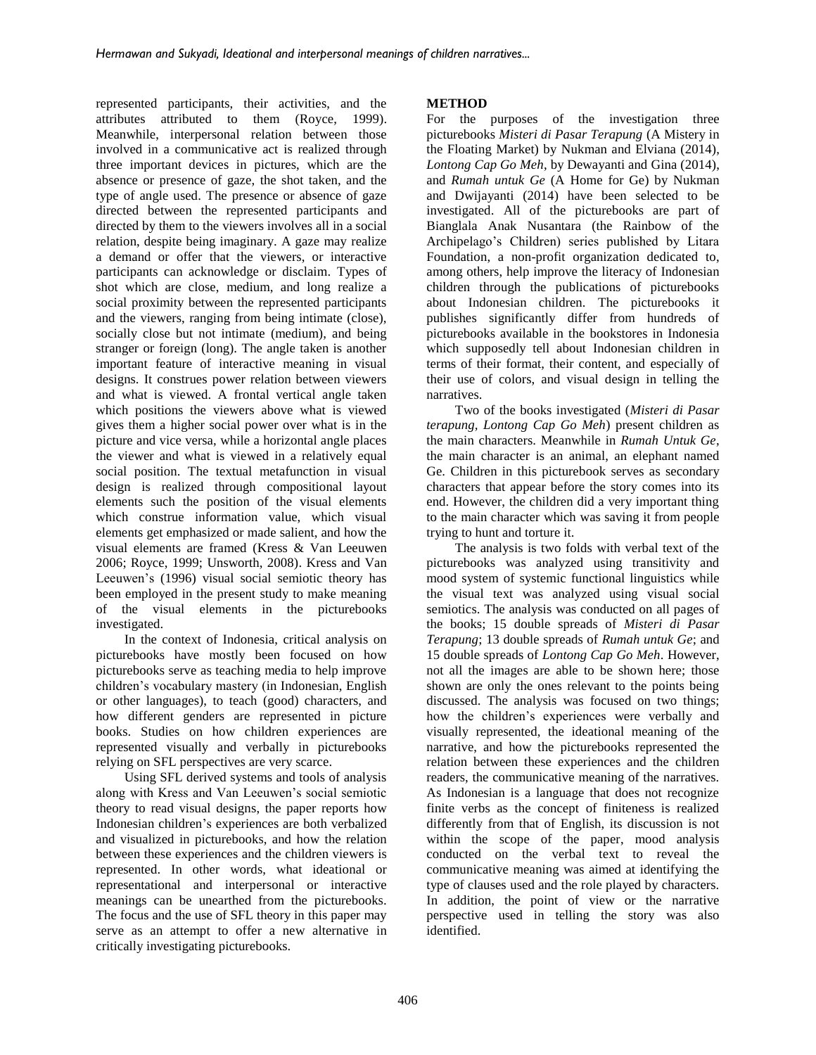represented participants, their activities, and the attributes attributed to them (Royce, 1999). Meanwhile, interpersonal relation between those involved in a communicative act is realized through three important devices in pictures, which are the absence or presence of gaze, the shot taken, and the type of angle used. The presence or absence of gaze directed between the represented participants and directed by them to the viewers involves all in a social relation, despite being imaginary. A gaze may realize a demand or offer that the viewers, or interactive participants can acknowledge or disclaim. Types of shot which are close, medium, and long realize a social proximity between the represented participants and the viewers, ranging from being intimate (close), socially close but not intimate (medium), and being stranger or foreign (long). The angle taken is another important feature of interactive meaning in visual designs. It construes power relation between viewers and what is viewed. A frontal vertical angle taken which positions the viewers above what is viewed gives them a higher social power over what is in the picture and vice versa, while a horizontal angle places the viewer and what is viewed in a relatively equal social position. The textual metafunction in visual design is realized through compositional layout elements such the position of the visual elements which construe information value, which visual elements get emphasized or made salient, and how the visual elements are framed (Kress & Van Leeuwen 2006; Royce, 1999; Unsworth, 2008). Kress and Van Leeuwen's (1996) visual social semiotic theory has been employed in the present study to make meaning of the visual elements in the picturebooks investigated.

In the context of Indonesia, critical analysis on picturebooks have mostly been focused on how picturebooks serve as teaching media to help improve children's vocabulary mastery (in Indonesian, English or other languages), to teach (good) characters, and how different genders are represented in picture books. Studies on how children experiences are represented visually and verbally in picturebooks relying on SFL perspectives are very scarce.

Using SFL derived systems and tools of analysis along with Kress and Van Leeuwen's social semiotic theory to read visual designs, the paper reports how Indonesian children's experiences are both verbalized and visualized in picturebooks, and how the relation between these experiences and the children viewers is represented. In other words, what ideational or representational and interpersonal or interactive meanings can be unearthed from the picturebooks. The focus and the use of SFL theory in this paper may serve as an attempt to offer a new alternative in critically investigating picturebooks.

## METHOD

For the purposes of the investigation three picturebooks *Misteri di Pasar Terapung* (A Mistery in the Floating Market) by Nukman and Elviana (2014), *Lontong Cap Go Meh*, by Dewayanti and Gina (2014), and *Rumah untuk Ge* (A Home for Ge) by Nukman and Dwijayanti (2014) have been selected to be investigated. All of the picturebooks are part of Bianglala Anak Nusantara (the Rainbow of the Archipelago's Children) series published by Litara Foundation, a non-profit organization dedicated to, among others, help improve the literacy of Indonesian children through the publications of picturebooks about Indonesian children. The picturebooks it publishes significantly differ from hundreds of picturebooks available in the bookstores in Indonesia which supposedly tell about Indonesian children in terms of their format, their content, and especially of their use of colors, and visual design in telling the narratives.

Two of the books investigated (*Misteri di Pasar terapung*, *Lontong Cap Go Meh*) present children as the main characters. Meanwhile in *Rumah Untuk Ge*, the main character is an animal, an elephant named Ge. Children in this picturebook serves as secondary characters that appear before the story comes into its end. However, the children did a very important thing to the main character which was saving it from people trying to hunt and torture it.

The analysis is two folds with verbal text of the picturebooks was analyzed using transitivity and mood system of systemic functional linguistics while the visual text was analyzed using visual social semiotics. The analysis was conducted on all pages of the books; 15 double spreads of *Misteri di Pasar Terapung*; 13 double spreads of *Rumah untuk Ge*; and 15 double spreads of *Lontong Cap Go Meh*. However, not all the images are able to be shown here; those shown are only the ones relevant to the points being discussed. The analysis was focused on two things; how the children's experiences were verbally and visually represented, the ideational meaning of the narrative, and how the picturebooks represented the relation between these experiences and the children readers, the communicative meaning of the narratives. As Indonesian is a language that does not recognize finite verbs as the concept of finiteness is realized differently from that of English, its discussion is not within the scope of the paper, mood analysis conducted on the verbal text to reveal the communicative meaning was aimed at identifying the type of clauses used and the role played by characters. In addition, the point of view or the narrative perspective used in telling the story was also identified.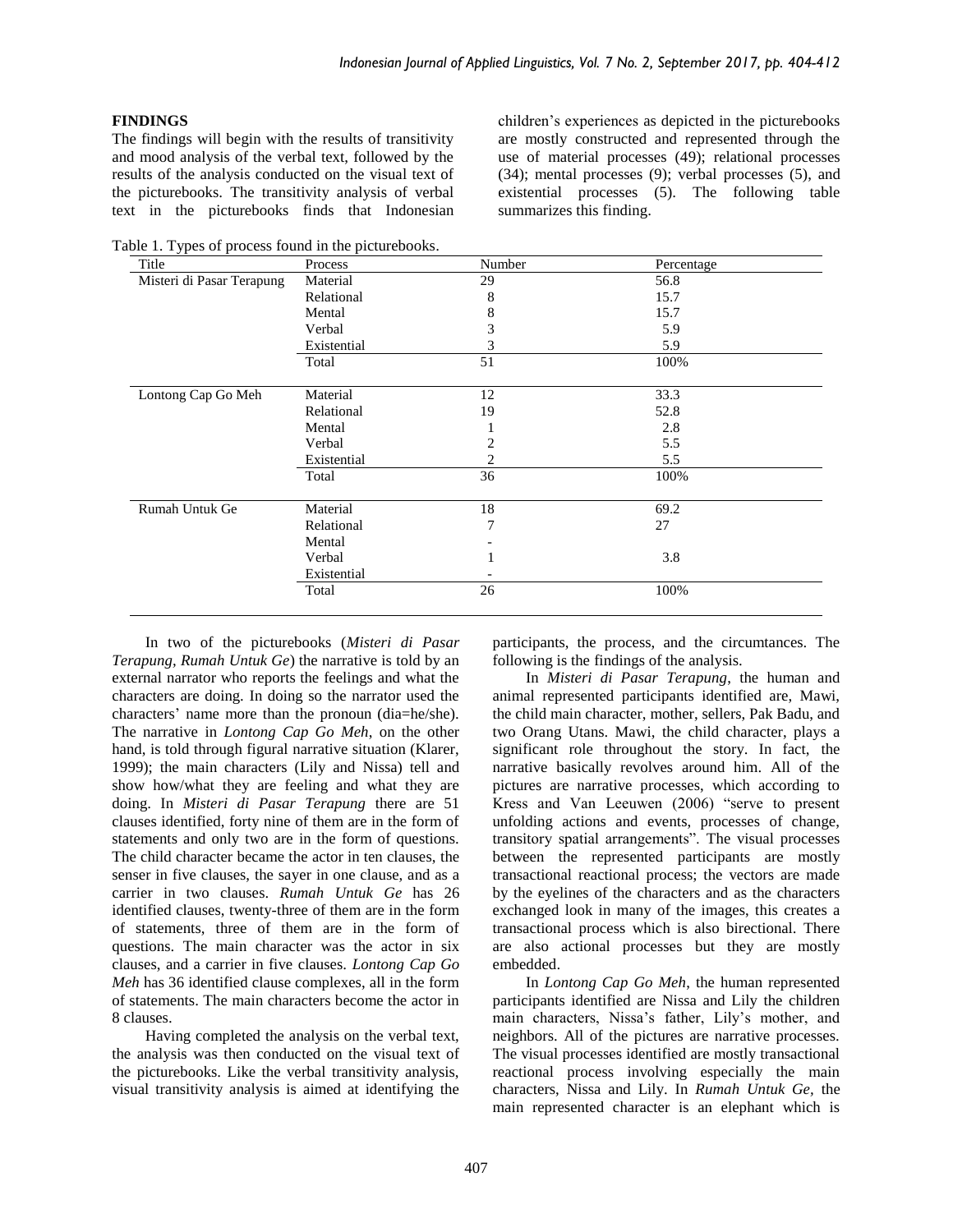## FINDINGS

The findings will begin with the results of transitivity and mood analysis of the verbal text, followed by the results of the analysis conducted on the visual text of the picturebooks. The transitivity analysis of verbal text in the picturebooks finds that Indonesian children's experiences as depicted in the picturebooks are mostly constructed and represented through the use of material processes (49); relational processes (34); mental processes (9); verbal processes (5), and existential processes (5). The following table summarizes this finding.

Table 1. Types of process found in the picturebooks.

| Title | Process | Number | Percentage |
|---|---|---|---|
| Misteri di Pasar Terapung | Material | 29 | 56.8 |
| | Relational | 8 | 15.7 |
| | Mental | 8 | 15.7 |
| | Verbal | 3 | 5.9 |
| | Existential | 3 | 5.9 |
| | Total | 51 | 100% |
| Lontong Cap Go Meh | Material | 12 | 33.3 |
| | Relational | 19 | 52.8 |
| | Mental | 1 | 2.8 |
| | Verbal | 2 | 5.5 |
| | Existential | 2 | 5.5 |
| | Total | 36 | 100% |
| Rumah Untuk Ge | Material | 18 | 69.2 |
| | Relational | 7 | 27 |
| | Mental | - | |
| | Verbal | 1 | 3.8 |
| | Existential | - | |
| | Total | 26 | 100% |

In two of the picturebooks (*Misteri di Pasar Terapung*, *Rumah Untuk Ge*) the narrative is told by an external narrator who reports the feelings and what the characters are doing. In doing so the narrator used the characters' name more than the pronoun (dia=he/she). The narrative in *Lontong Cap Go Meh*, on the other hand, is told through figural narrative situation (Klarer, 1999); the main characters (Lily and Nissa) tell and show how/what they are feeling and what they are doing. In *Misteri di Pasar Terapung* there are 51 clauses identified, forty nine of them are in the form of statements and only two are in the form of questions. The child character became the actor in ten clauses, the senser in five clauses, the sayer in one clause, and as a carrier in two clauses. *Rumah Untuk Ge* has 26 identified clauses, twenty-three of them are in the form of statements, three of them are in the form of questions. The main character was the actor in six clauses, and a carrier in five clauses. *Lontong Cap Go Meh* has 36 identified clause complexes, all in the form of statements. The main characters become the actor in 8 clauses.

Having completed the analysis on the verbal text, the analysis was then conducted on the visual text of the picturebooks. Like the verbal transitivity analysis, visual transitivity analysis is aimed at identifying the participants, the process, and the circumtances. The following is the findings of the analysis.

In *Misteri di Pasar Terapung*, the human and animal represented participants identified are, Mawi, the child main character, mother, sellers, Pak Badu, and two Orang Utans. Mawi, the child character, plays a significant role throughout the story. In fact, the narrative basically revolves around him. All of the pictures are narrative processes, which according to Kress and Van Leeuwen (2006) "serve to present unfolding actions and events, processes of change, transitory spatial arrangements". The visual processes between the represented participants are mostly transactional reactional process; the vectors are made by the eyelines of the characters and as the characters exchanged look in many of the images, this creates a transactional process which is also birectional. There are also actional processes but they are mostly embedded.

In *Lontong Cap Go Meh*, the human represented participants identified are Nissa and Lily the children main characters, Nissa's father, Lily's mother, and neighbors. All of the pictures are narrative processes. The visual processes identified are mostly transactional reactional process involving especially the main characters, Nissa and Lily. In *Rumah Untuk Ge*, the main represented character is an elephant which is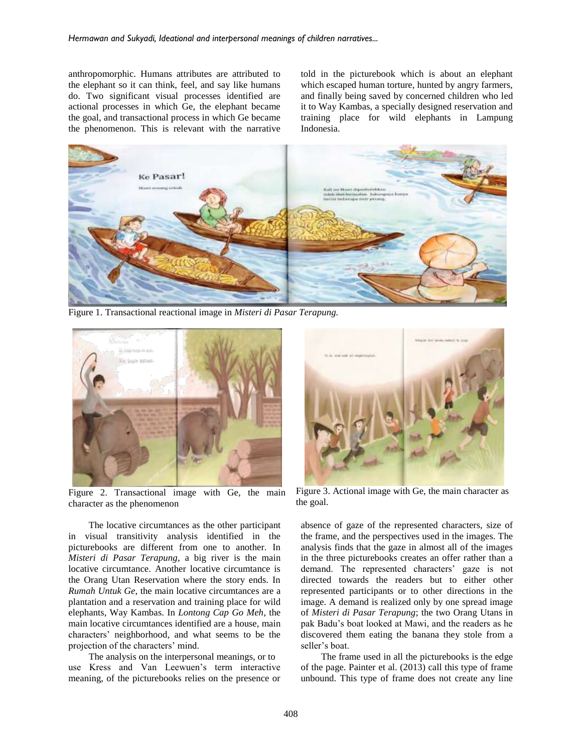anthropomorphic. Humans attributes are attributed to the elephant so it can think, feel, and say like humans do. Two significant visual processes identified are actional processes in which Ge, the elephant became the goal, and transactional process in which Ge became the phenomenon. This is relevant with the narrative told in the picturebook which is about an elephant which escaped human torture, hunted by angry farmers, and finally being saved by concerned children who led it to Way Kambas, a specially designed reservation and training place for wild elephants in Lampung Indonesia.

Figure 1. Transactional reactional image in *Misteri di Pasar Terapung.*

Figure 2. Transactional image with Ge, the main character as the phenomenon

Figure 3. Actional image with Ge, the main character as the goal.

The locative circumtances as the other participant in visual transitivity analysis identified in the picturebooks are different from one to another. In *Misteri di Pasar Terapung*, a big river is the main locative circumtance. Another locative circumtance is the Orang Utan Reservation where the story ends. In *Rumah Untuk Ge*, the main locative circumtances are a plantation and a reservation and training place for wild elephants, Way Kambas. In *Lontong Cap Go Meh*, the main locative circumtances identified are a house, main characters' neighborhood, and what seems to be the projection of the characters' mind.

The analysis on the interpersonal meanings, or to use Kress and Van Leewuen's term interactive meaning, of the picturebooks relies on the presence or absence of gaze of the represented characters, size of the frame, and the perspectives used in the images. The analysis finds that the gaze in almost all of the images in the three picturebooks creates an offer rather than a demand. The represented characters' gaze is not directed towards the readers but to either other represented participants or to other directions in the image. A demand is realized only by one spread image of *Misteri di Pasar Terapung*; the two Orang Utans in pak Badu's boat looked at Mawi, and the readers as he discovered them eating the banana they stole from a seller's boat.

The frame used in all the picturebooks is the edge of the page. Painter et al. (2013) call this type of frame unbound. This type of frame does not create any line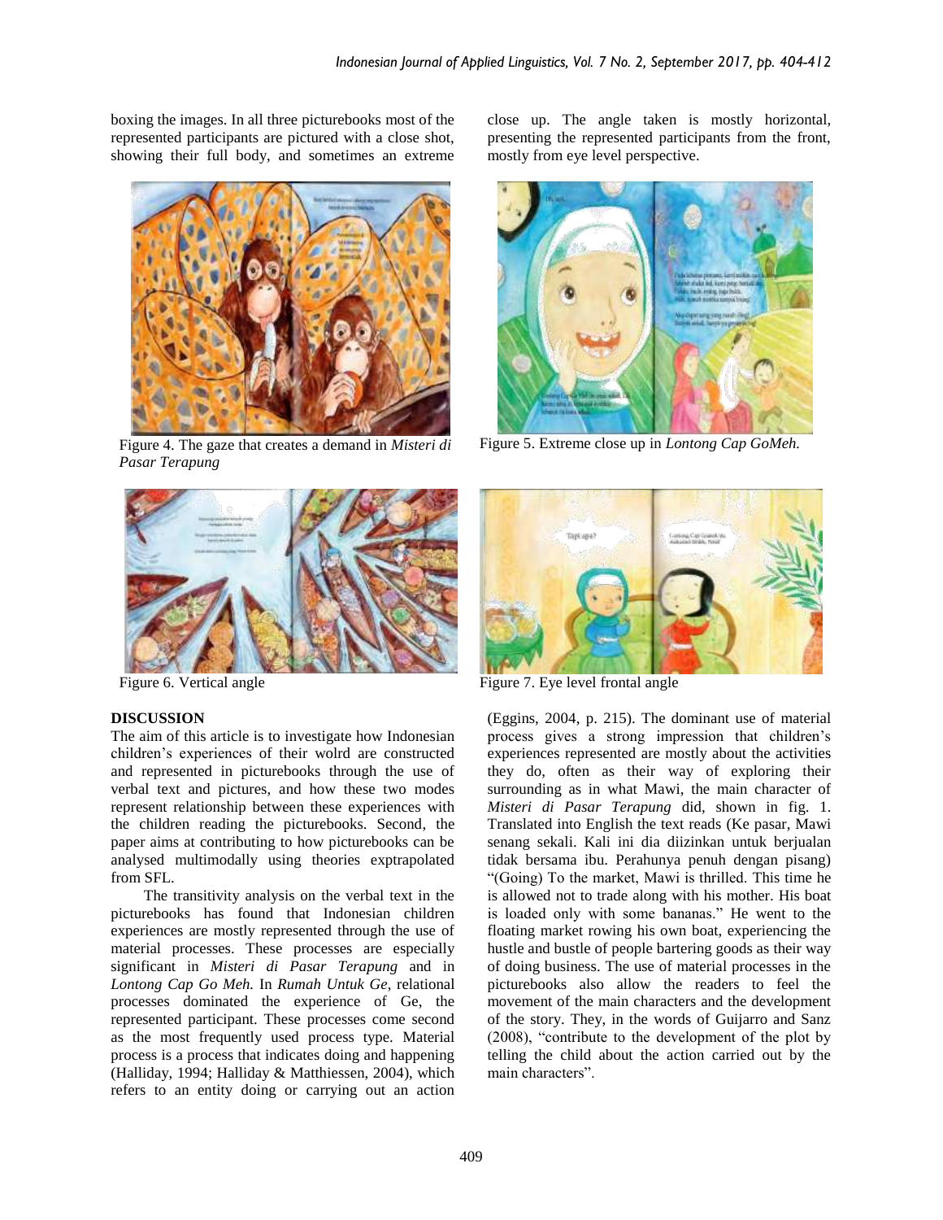boxing the images. In all three picturebooks most of the represented participants are pictured with a close shot, showing their full body, and sometimes an extreme close up. The angle taken is mostly horizontal, presenting the represented participants from the front, mostly from eye level perspective.

Figure 4. The gaze that creates a demand in *Misteri di Pasar Terapung*

Figure 5. Extreme close up in *Lontong Cap GoMeh.*

Figure 6. Vertical angle

Figure 7. Eye level frontal angle

## DISCUSSION

The aim of this article is to investigate how Indonesian children's experiences of their wolrd are constructed and represented in picturebooks through the use of verbal text and pictures, and how these two modes represent relationship between these experiences with the children reading the picturebooks. Second, the paper aims at contributing to how picturebooks can be analysed multimodally using theories exptrapolated from SFL.

The transitivity analysis on the verbal text in the picturebooks has found that Indonesian children experiences are mostly represented through the use of material processes. These processes are especially significant in *Misteri di Pasar Terapung* and in *Lontong Cap Go Meh.* In *Rumah Untuk Ge*, relational processes dominated the experience of Ge, the represented participant. These processes come second as the most frequently used process type. Material process is a process that indicates doing and happening (Halliday, 1994; Halliday & Matthiessen, 2004), which refers to an entity doing or carrying out an action (Eggins, 2004, p. 215). The dominant use of material process gives a strong impression that children's experiences represented are mostly about the activities they do, often as their way of exploring their surrounding as in what Mawi, the main character of *Misteri di Pasar Terapung* did, shown in fig. 1. Translated into English the text reads (Ke pasar, Mawi senang sekali. Kali ini dia diizinkan untuk berjualan tidak bersama ibu. Perahunya penuh dengan pisang) "(Going) To the market, Mawi is thrilled. This time he is allowed not to trade along with his mother. His boat is loaded only with some bananas." He went to the floating market rowing his own boat, experiencing the hustle and bustle of people bartering goods as their way of doing business. The use of material processes in the picturebooks also allow the readers to feel the movement of the main characters and the development of the story. They, in the words of Guijarro and Sanz (2008), "contribute to the development of the plot by telling the child about the action carried out by the main characters".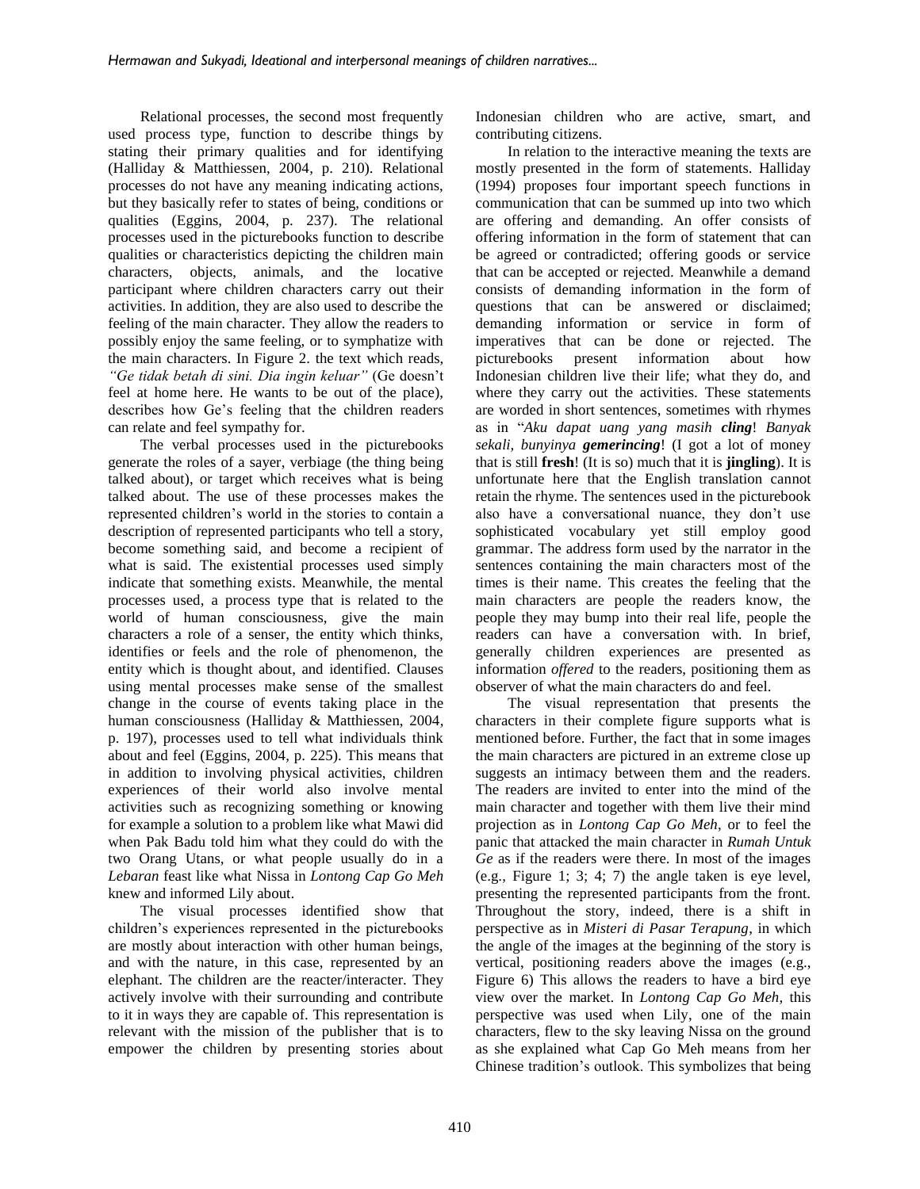Relational processes, the second most frequently used process type, function to describe things by stating their primary qualities and for identifying (Halliday & Matthiessen, 2004, p. 210). Relational processes do not have any meaning indicating actions, but they basically refer to states of being, conditions or qualities (Eggins, 2004, p. 237). The relational processes used in the picturebooks function to describe qualities or characteristics depicting the children main characters, objects, animals, and the locative participant where children characters carry out their activities. In addition, they are also used to describe the feeling of the main character. They allow the readers to possibly enjoy the same feeling, or to symphatize with the main characters. In Figure 2. the text which reads, *"Ge tidak betah di sini. Dia ingin keluar"* (Ge doesn't feel at home here. He wants to be out of the place), describes how Ge's feeling that the children readers can relate and feel sympathy for.

The verbal processes used in the picturebooks generate the roles of a sayer, verbiage (the thing being talked about), or target which receives what is being talked about. The use of these processes makes the represented children's world in the stories to contain a description of represented participants who tell a story, become something said, and become a recipient of what is said. The existential processes used simply indicate that something exists. Meanwhile, the mental processes used, a process type that is related to the world of human consciousness, give the main characters a role of a senser, the entity which thinks, identifies or feels and the role of phenomenon, the entity which is thought about, and identified. Clauses using mental processes make sense of the smallest change in the course of events taking place in the human consciousness (Halliday & Matthiessen, 2004, p. 197), processes used to tell what individuals think about and feel (Eggins, 2004, p. 225). This means that in addition to involving physical activities, children experiences of their world also involve mental activities such as recognizing something or knowing for example a solution to a problem like what Mawi did when Pak Badu told him what they could do with the two Orang Utans, or what people usually do in a *Lebaran* feast like what Nissa in *Lontong Cap Go Meh* knew and informed Lily about.

The visual processes identified show that children's experiences represented in the picturebooks are mostly about interaction with other human beings, and with the nature, in this case, represented by an elephant. The children are the reacter/interacter. They actively involve with their surrounding and contribute to it in ways they are capable of. This representation is relevant with the mission of the publisher that is to empower the children by presenting stories about Indonesian children who are active, smart, and contributing citizens.

In relation to the interactive meaning the texts are mostly presented in the form of statements. Halliday (1994) proposes four important speech functions in communication that can be summed up into two which are offering and demanding. An offer consists of offering information in the form of statement that can be agreed or contradicted; offering goods or service that can be accepted or rejected. Meanwhile a demand consists of demanding information in the form of questions that can be answered or disclaimed; demanding information or service in form of imperatives that can be done or rejected. The picturebooks present information about how Indonesian children live their life; what they do, and where they carry out the activities. These statements are worded in short sentences, sometimes with rhymes as in "*Aku dapat uang yang masih **cling**! Banyak sekali, bunyinya **gemerincing**!* (I got a lot of money that is still **fresh**! (It is so) much that it is **jingling**). It is unfortunate here that the English translation cannot retain the rhyme. The sentences used in the picturebook also have a conversational nuance, they don't use sophisticated vocabulary yet still employ good grammar. The address form used by the narrator in the sentences containing the main characters most of the times is their name. This creates the feeling that the main characters are people the readers know, the people they may bump into their real life, people the readers can have a conversation with. In brief, generally children experiences are presented as information *offered* to the readers, positioning them as observer of what the main characters do and feel.

The visual representation that presents the characters in their complete figure supports what is mentioned before. Further, the fact that in some images the main characters are pictured in an extreme close up suggests an intimacy between them and the readers. The readers are invited to enter into the mind of the main character and together with them live their mind projection as in *Lontong Cap Go Meh*, or to feel the panic that attacked the main character in *Rumah Untuk Ge* as if the readers were there. In most of the images (e.g., Figure 1; 3; 4; 7) the angle taken is eye level, presenting the represented participants from the front. Throughout the story, indeed, there is a shift in perspective as in *Misteri di Pasar Terapung*, in which the angle of the images at the beginning of the story is vertical, positioning readers above the images (e.g., Figure 6) This allows the readers to have a bird eye view over the market. In *Lontong Cap Go Meh*, this perspective was used when Lily, one of the main characters, flew to the sky leaving Nissa on the ground as she explained what Cap Go Meh means from her Chinese tradition's outlook. This symbolizes that being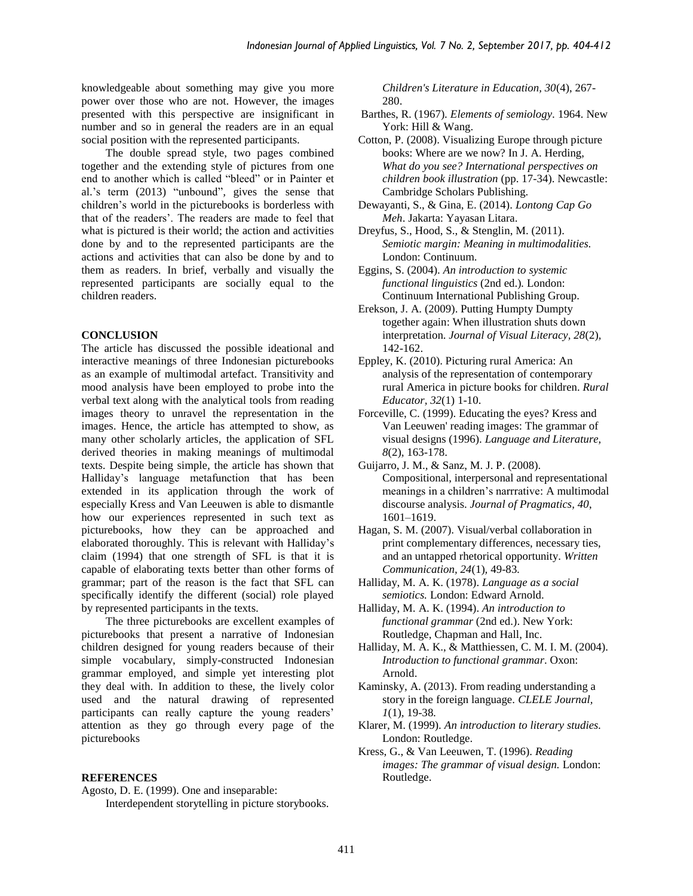knowledgeable about something may give you more power over those who are not. However, the images presented with this perspective are insignificant in number and so in general the readers are in an equal social position with the represented participants.

The double spread style, two pages combined together and the extending style of pictures from one end to another which is called "bleed" or in Painter et al.'s term (2013) "unbound", gives the sense that children's world in the picturebooks is borderless with that of the readers'. The readers are made to feel that what is pictured is their world; the action and activities done by and to the represented participants are the actions and activities that can also be done by and to them as readers. In brief, verbally and visually the represented participants are socially equal to the children readers.

## CONCLUSION

The article has discussed the possible ideational and interactive meanings of three Indonesian picturebooks as an example of multimodal artefact. Transitivity and mood analysis have been employed to probe into the verbal text along with the analytical tools from reading images theory to unravel the representation in the images. Hence, the article has attempted to show, as many other scholarly articles, the application of SFL derived theories in making meanings of multimodal texts. Despite being simple, the article has shown that Halliday's language metafunction that has been extended in its application through the work of especially Kress and Van Leeuwen is able to dismantle how our experiences represented in such text as picturebooks, how they can be approached and elaborated thoroughly. This is relevant with Halliday's claim (1994) that one strength of SFL is that it is capable of elaborating texts better than other forms of grammar; part of the reason is the fact that SFL can specifically identify the different (social) role played by represented participants in the texts.

The three picturebooks are excellent examples of picturebooks that present a narrative of Indonesian children designed for young readers because of their simple vocabulary, simply-constructed Indonesian grammar employed, and simple yet interesting plot they deal with. In addition to these, the lively color used and the natural drawing of represented participants can really capture the young readers' attention as they go through every page of the picturebooks

## REFERENCES

Agosto, D. E. (1999). One and inseparable: Interdependent storytelling in picture storybooks. *Children's Literature in Education, 30*(4), 267-280.

Barthes, R. (1967). *Elements of semiology*. 1964. New York: Hill & Wang.

Cotton, P. (2008). Visualizing Europe through picture books: Where are we now? In J. A. Herding, *What do you see? International perspectives on children book illustration* (pp. 17-34). Newcastle: Cambridge Scholars Publishing.

Dewayanti, S., & Gina, E. (2014). *Lontong Cap Go Meh*. Jakarta: Yayasan Litara.

Dreyfus, S., Hood, S., & Stenglin, M. (2011). *Semiotic margin: Meaning in multimodalities.* London: Continuum.

Eggins, S. (2004). *An introduction to systemic functional linguistics* (2nd ed.). London: Continuum International Publishing Group.

Erekson, J. A. (2009). Putting Humpty Dumpty together again: When illustration shuts down interpretation. *Journal of Visual Literacy, 28*(2), 142-162.

Eppley, K. (2010). Picturing rural America: An analysis of the representation of contemporary rural America in picture books for children. *Rural Educator, 32*(1) 1-10.

Forceville, C. (1999). Educating the eyes? Kress and Van Leeuwen' reading images: The grammar of visual designs (1996). *Language and Literature, 8*(2), 163-178.

Guijarro, J. M., & Sanz, M. J. P. (2008). Compositional, interpersonal and representational meanings in a children's narrrative: A multimodal discourse analysis. *Journal of Pragmatics, 40*, 1601–1619.

Hagan, S. M. (2007). Visual/verbal collaboration in print complementary differences, necessary ties, and an untapped rhetorical opportunity. *Written Communication, 24*(1), 49-83.

Halliday, M. A. K. (1978). *Language as a social semiotics.* London: Edward Arnold.

Halliday, M. A. K. (1994). *An introduction to functional grammar* (2nd ed.). New York: Routledge, Chapman and Hall, Inc.

Halliday, M. A. K., & Matthiessen, C. M. I. M. (2004). *Introduction to functional grammar*. Oxon: Arnold.

Kaminsky, A. (2013). From reading understanding a story in the foreign language. *CLELE Journal, 1*(1), 19-38.

Klarer, M. (1999). *An introduction to literary studies.* London: Routledge.

Kress, G., & Van Leeuwen, T. (1996). *Reading images: The grammar of visual design.* London: Routledge.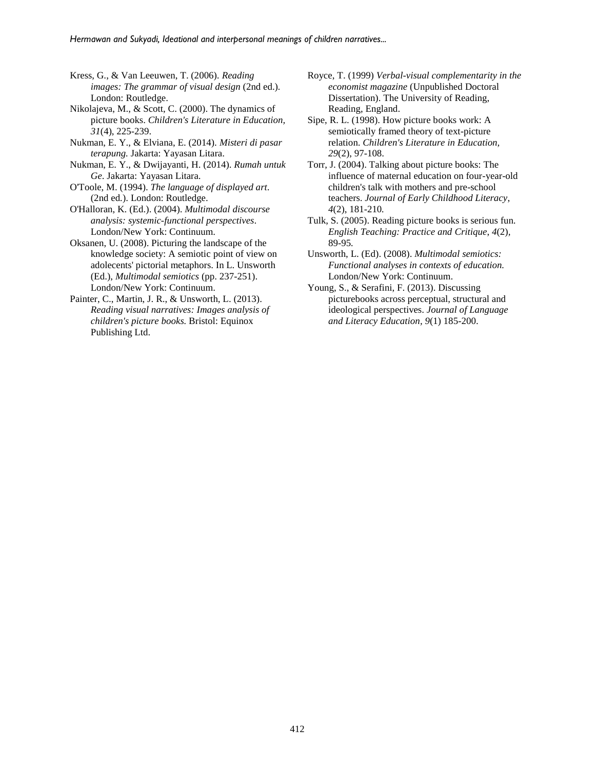Kress, G., & Van Leeuwen, T. (2006). *Reading images: The grammar of visual design* (2nd ed.). London: Routledge.

Nikolajeva, M., & Scott, C. (2000). The dynamics of picture books. *Children's Literature in Education, 31*(4), 225-239.

Nukman, E. Y., & Elviana, E. (2014). *Misteri di pasar terapung.* Jakarta: Yayasan Litara.

Nukman, E. Y., & Dwijayanti, H. (2014). *Rumah untuk Ge*. Jakarta: Yayasan Litara.

O'Toole, M. (1994). *The language of displayed art*. (2nd ed.). London: Routledge.

O'Halloran, K. (Ed.). (2004). *Multimodal discourse analysis: systemic-functional perspectives*. London/New York: Continuum.

Oksanen, U. (2008). Picturing the landscape of the knowledge society: A semiotic point of view on adolecents' pictorial metaphors. In L. Unsworth (Ed.), *Multimodal semiotics* (pp. 237-251). London/New York: Continuum.

Painter, C., Martin, J. R., & Unsworth, L. (2013). *Reading visual narratives: Images analysis of children's picture books.* Bristol: Equinox Publishing Ltd.

Royce, T. (1999) *Verbal-visual complementarity in the economist magazine* (Unpublished Doctoral Dissertation). The University of Reading, Reading, England.

Sipe, R. L. (1998). How picture books work: A semiotically framed theory of text-picture relation. *Children's Literature in Education, 29*(2), 97-108.

Torr, J. (2004). Talking about picture books: The influence of maternal education on four-year-old children's talk with mothers and pre-school teachers. *Journal of Early Childhood Literacy, 4*(2), 181-210.

Tulk, S. (2005). Reading picture books is serious fun. *English Teaching: Practice and Critique, 4*(2), 89-95.

Unsworth, L. (Ed). (2008). *Multimodal semiotics: Functional analyses in contexts of education.* London/New York: Continuum.

Young, S., & Serafini, F. (2013). Discussing picturebooks across perceptual, structural and ideological perspectives. *Journal of Language and Literacy Education, 9*(1) 185-200.